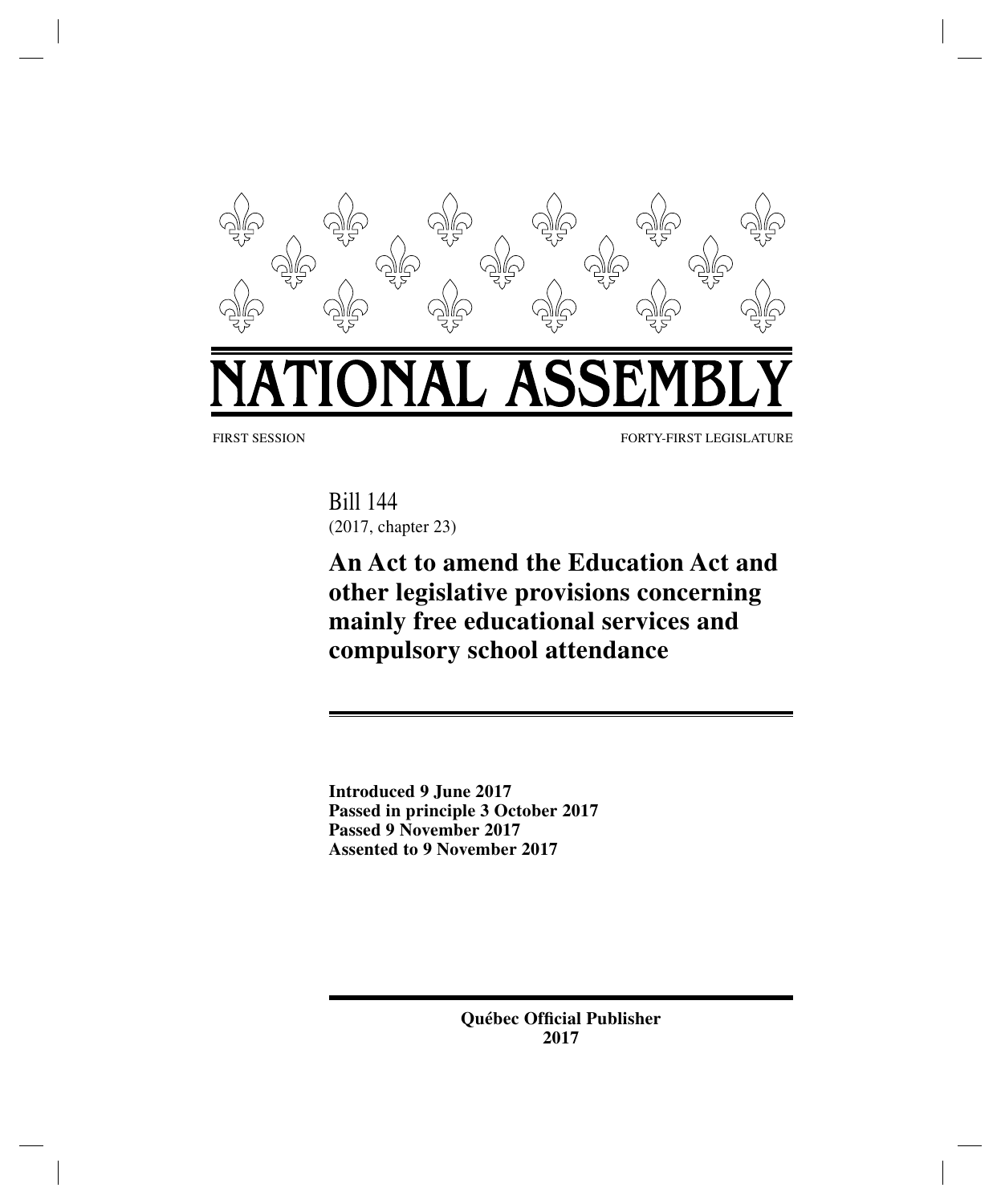# NATIONAL ASSEMBLY

FIRST SESSION FORTY-FIRST LEGISLATURE

Bill 144
(2017, chapter 23)

## An Act to amend the Education Act and other legislative provisions concerning mainly free educational services and compulsory school attendance

**Introduced 9 June 2017**
**Passed in principle 3 October 2017**
**Passed 9 November 2017**
**Assented to 9 November 2017**

**Québec Official Publisher**
**2017**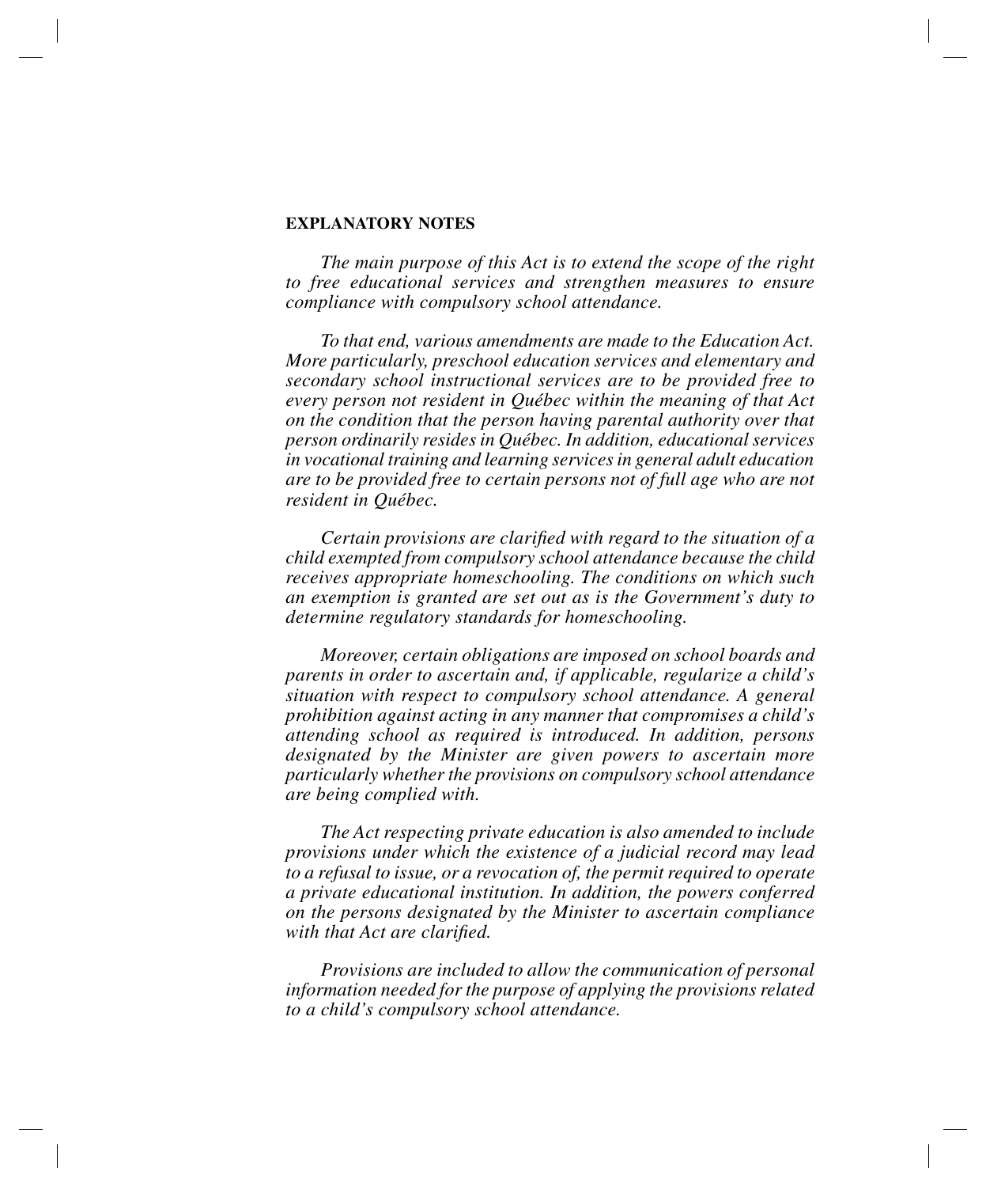**EXPLANATORY NOTES**

*The main purpose of this Act is to extend the scope of the right to free educational services and strengthen measures to ensure compliance with compulsory school attendance.*

*To that end, various amendments are made to the Education Act. More particularly, preschool education services and elementary and secondary school instructional services are to be provided free to every person not resident in Québec within the meaning of that Act on the condition that the person having parental authority over that person ordinarily resides in Québec. In addition, educational services in vocational training and learning services in general adult education are to be provided free to certain persons not of full age who are not resident in Québec.*

*Certain provisions are clarified with regard to the situation of a child exempted from compulsory school attendance because the child receives appropriate homeschooling. The conditions on which such an exemption is granted are set out as is the Government's duty to determine regulatory standards for homeschooling.*

*Moreover, certain obligations are imposed on school boards and parents in order to ascertain and, if applicable, regularize a child's situation with respect to compulsory school attendance. A general prohibition against acting in any manner that compromises a child's attending school as required is introduced. In addition, persons designated by the Minister are given powers to ascertain more particularly whether the provisions on compulsory school attendance are being complied with.*

*The Act respecting private education is also amended to include provisions under which the existence of a judicial record may lead to a refusal to issue, or a revocation of, the permit required to operate a private educational institution. In addition, the powers conferred on the persons designated by the Minister to ascertain compliance with that Act are clarified.*

*Provisions are included to allow the communication of personal information needed for the purpose of applying the provisions related to a child's compulsory school attendance.*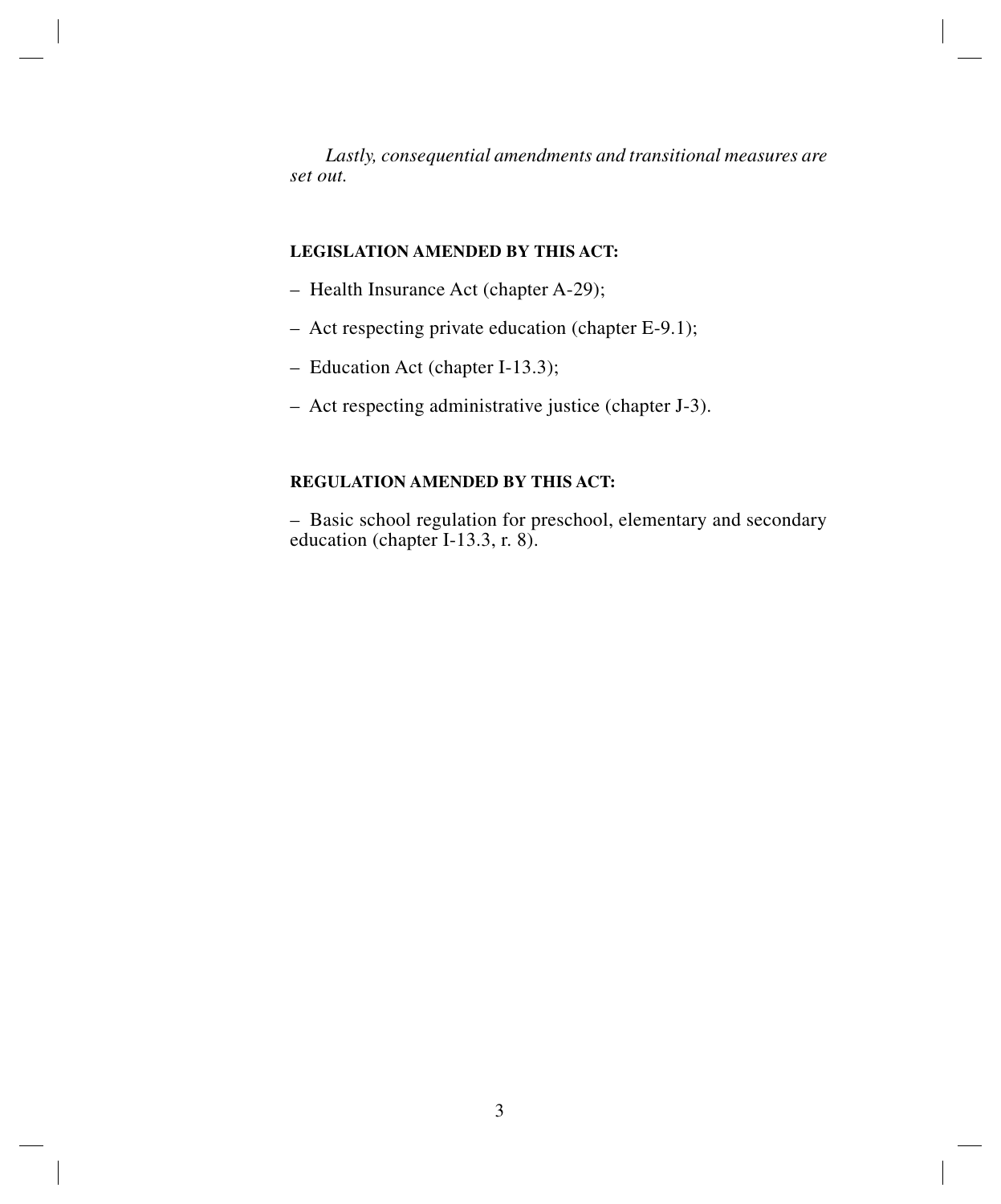*Lastly, consequential amendments and transitional measures are set out.*

**LEGISLATION AMENDED BY THIS ACT:**

– Health Insurance Act (chapter A-29);

– Act respecting private education (chapter E-9.1);

– Education Act (chapter I-13.3);

– Act respecting administrative justice (chapter J-3).

**REGULATION AMENDED BY THIS ACT:**

– Basic school regulation for preschool, elementary and secondary education (chapter I-13.3, r. 8).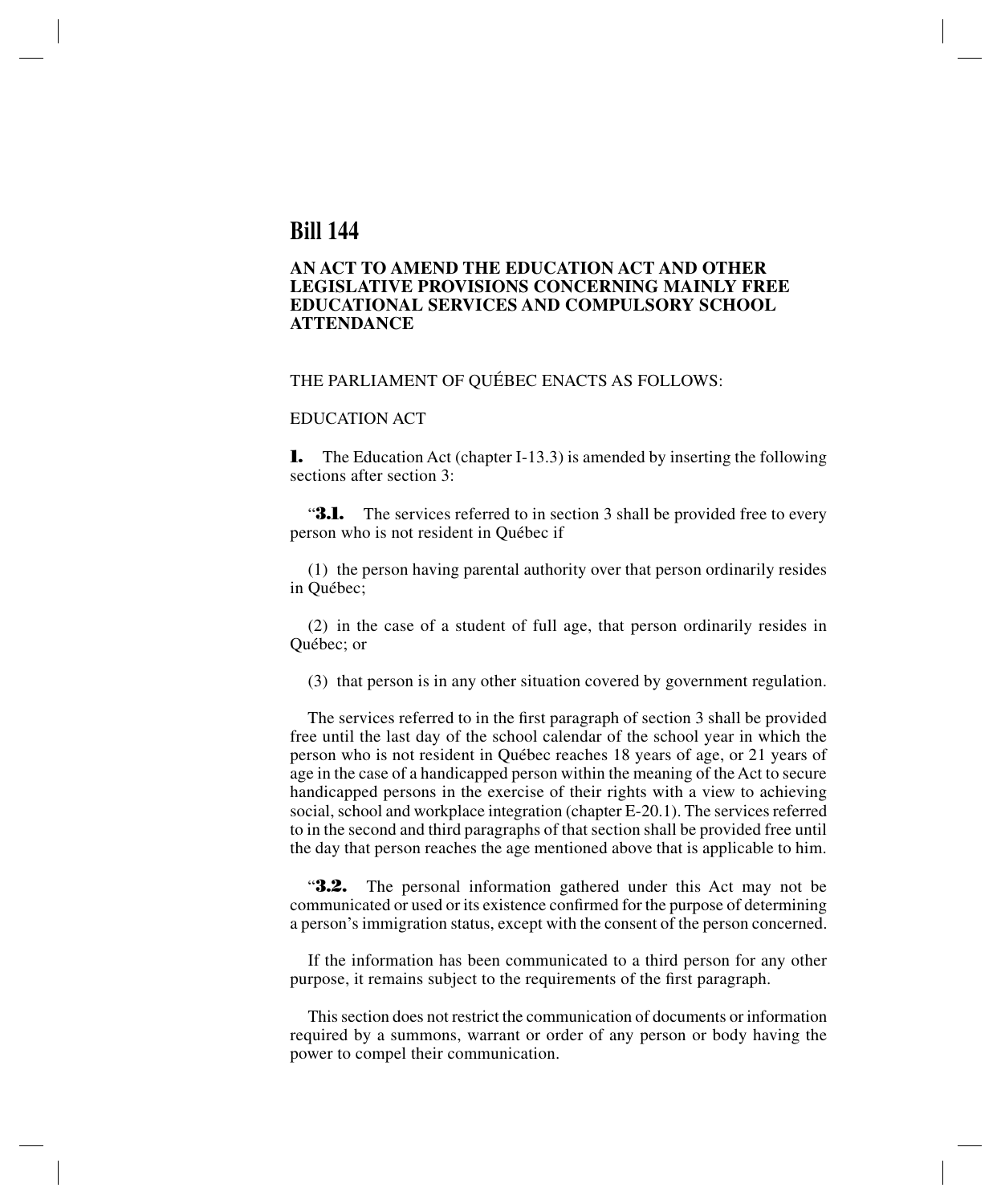# Bill 144

## AN ACT TO AMEND THE EDUCATION ACT AND OTHER LEGISLATIVE PROVISIONS CONCERNING MAINLY FREE EDUCATIONAL SERVICES AND COMPULSORY SCHOOL ATTENDANCE

THE PARLIAMENT OF QUÉBEC ENACTS AS FOLLOWS:

EDUCATION ACT

**1.** The Education Act (chapter I-13.3) is amended by inserting the following sections after section 3:

"**3.1.** The services referred to in section 3 shall be provided free to every person who is not resident in Québec if

(1) the person having parental authority over that person ordinarily resides in Québec;

(2) in the case of a student of full age, that person ordinarily resides in Québec; or

(3) that person is in any other situation covered by government regulation.

The services referred to in the first paragraph of section 3 shall be provided free until the last day of the school calendar of the school year in which the person who is not resident in Québec reaches 18 years of age, or 21 years of age in the case of a handicapped person within the meaning of the Act to secure handicapped persons in the exercise of their rights with a view to achieving social, school and workplace integration (chapter E-20.1). The services referred to in the second and third paragraphs of that section shall be provided free until the day that person reaches the age mentioned above that is applicable to him.

"**3.2.** The personal information gathered under this Act may not be communicated or used or its existence confirmed for the purpose of determining a person's immigration status, except with the consent of the person concerned.

If the information has been communicated to a third person for any other purpose, it remains subject to the requirements of the first paragraph.

This section does not restrict the communication of documents or information required by a summons, warrant or order of any person or body having the power to compel their communication.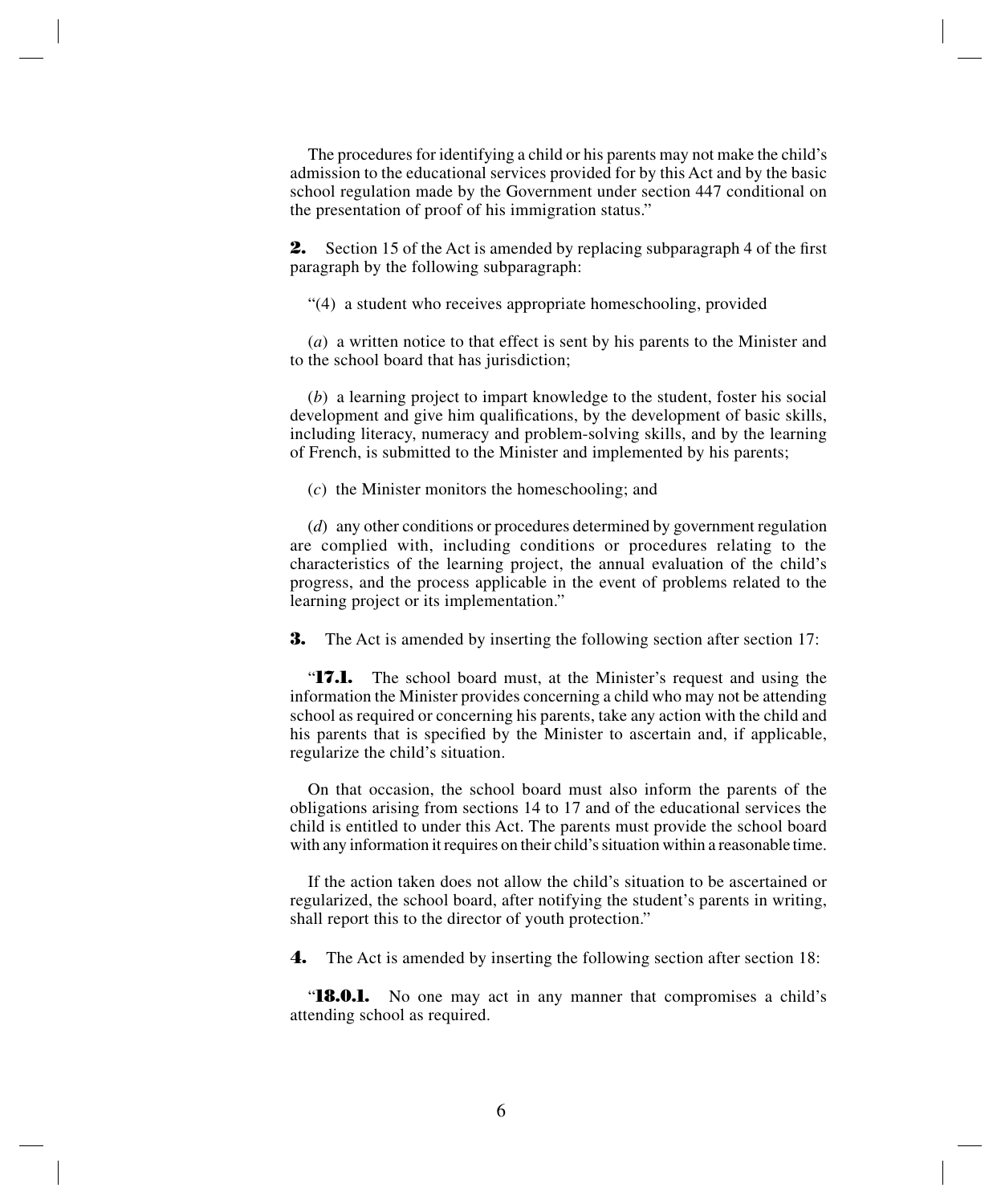The procedures for identifying a child or his parents may not make the child's admission to the educational services provided for by this Act and by the basic school regulation made by the Government under section 447 conditional on the presentation of proof of his immigration status."

**2.** Section 15 of the Act is amended by replacing subparagraph 4 of the first paragraph by the following subparagraph:

"(4) a student who receives appropriate homeschooling, provided

(*a*) a written notice to that effect is sent by his parents to the Minister and to the school board that has jurisdiction;

(*b*) a learning project to impart knowledge to the student, foster his social development and give him qualifications, by the development of basic skills, including literacy, numeracy and problem-solving skills, and by the learning of French, is submitted to the Minister and implemented by his parents;

(*c*) the Minister monitors the homeschooling; and

(*d*) any other conditions or procedures determined by government regulation are complied with, including conditions or procedures relating to the characteristics of the learning project, the annual evaluation of the child's progress, and the process applicable in the event of problems related to the learning project or its implementation."

**3.** The Act is amended by inserting the following section after section 17:

"**17.1.** The school board must, at the Minister's request and using the information the Minister provides concerning a child who may not be attending school as required or concerning his parents, take any action with the child and his parents that is specified by the Minister to ascertain and, if applicable, regularize the child's situation.

On that occasion, the school board must also inform the parents of the obligations arising from sections 14 to 17 and of the educational services the child is entitled to under this Act. The parents must provide the school board with any information it requires on their child's situation within a reasonable time.

If the action taken does not allow the child's situation to be ascertained or regularized, the school board, after notifying the student's parents in writing, shall report this to the director of youth protection."

**4.** The Act is amended by inserting the following section after section 18:

"**18.0.1.** No one may act in any manner that compromises a child's attending school as required.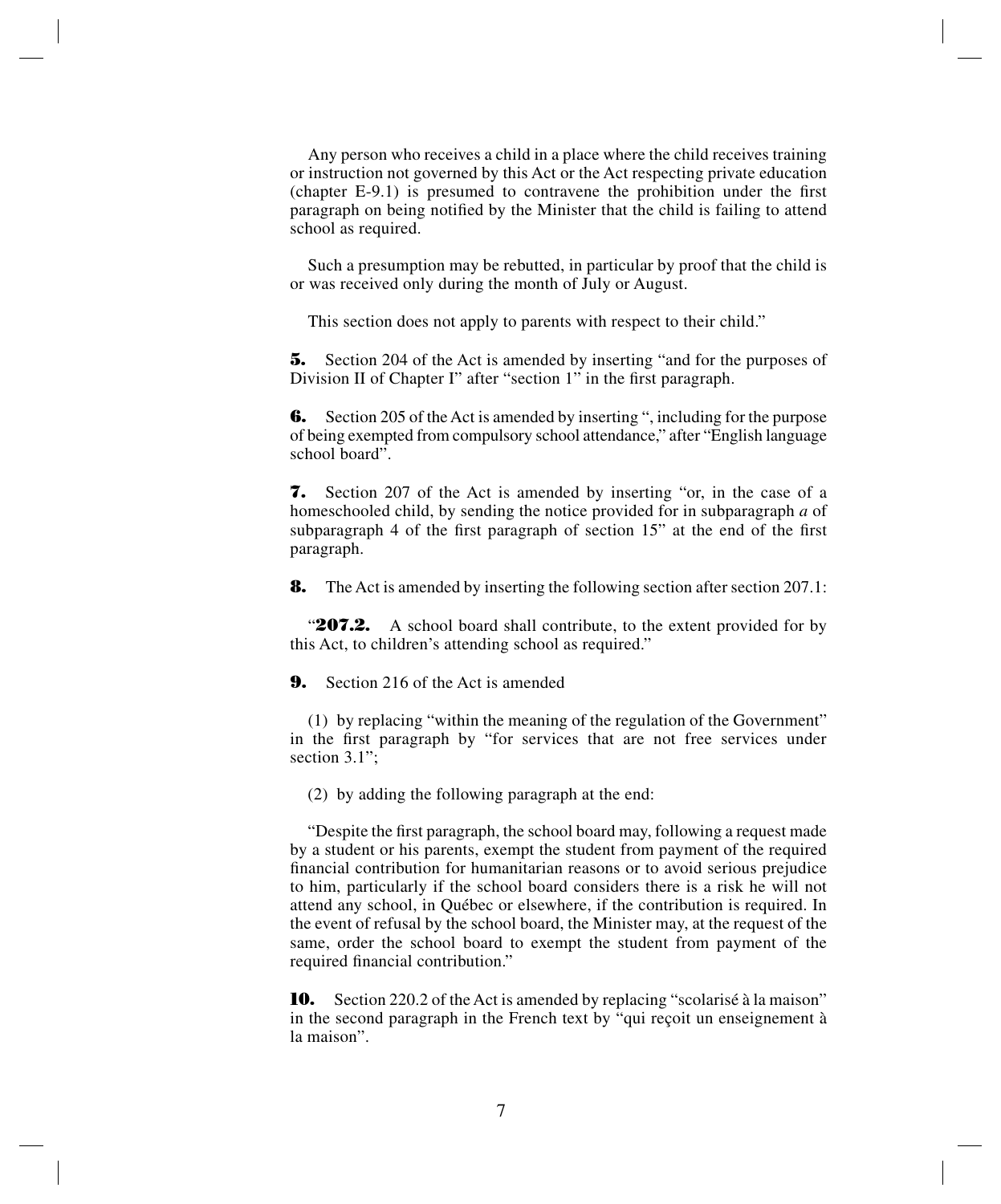Any person who receives a child in a place where the child receives training or instruction not governed by this Act or the Act respecting private education (chapter E-9.1) is presumed to contravene the prohibition under the first paragraph on being notified by the Minister that the child is failing to attend school as required.

Such a presumption may be rebutted, in particular by proof that the child is or was received only during the month of July or August.

This section does not apply to parents with respect to their child."

**5.** Section 204 of the Act is amended by inserting "and for the purposes of Division II of Chapter I" after "section 1" in the first paragraph.

**6.** Section 205 of the Act is amended by inserting ", including for the purpose of being exempted from compulsory school attendance," after "English language school board".

**7.** Section 207 of the Act is amended by inserting "or, in the case of a homeschooled child, by sending the notice provided for in subparagraph *a* of subparagraph 4 of the first paragraph of section 15" at the end of the first paragraph.

**8.** The Act is amended by inserting the following section after section 207.1:

"**207.2.** A school board shall contribute, to the extent provided for by this Act, to children's attending school as required."

**9.** Section 216 of the Act is amended

(1) by replacing "within the meaning of the regulation of the Government" in the first paragraph by "for services that are not free services under section 3.1";

(2) by adding the following paragraph at the end:

"Despite the first paragraph, the school board may, following a request made by a student or his parents, exempt the student from payment of the required financial contribution for humanitarian reasons or to avoid serious prejudice to him, particularly if the school board considers there is a risk he will not attend any school, in Québec or elsewhere, if the contribution is required. In the event of refusal by the school board, the Minister may, at the request of the same, order the school board to exempt the student from payment of the required financial contribution."

**10.** Section 220.2 of the Act is amended by replacing "scolarisé à la maison" in the second paragraph in the French text by "qui reçoit un enseignement à la maison".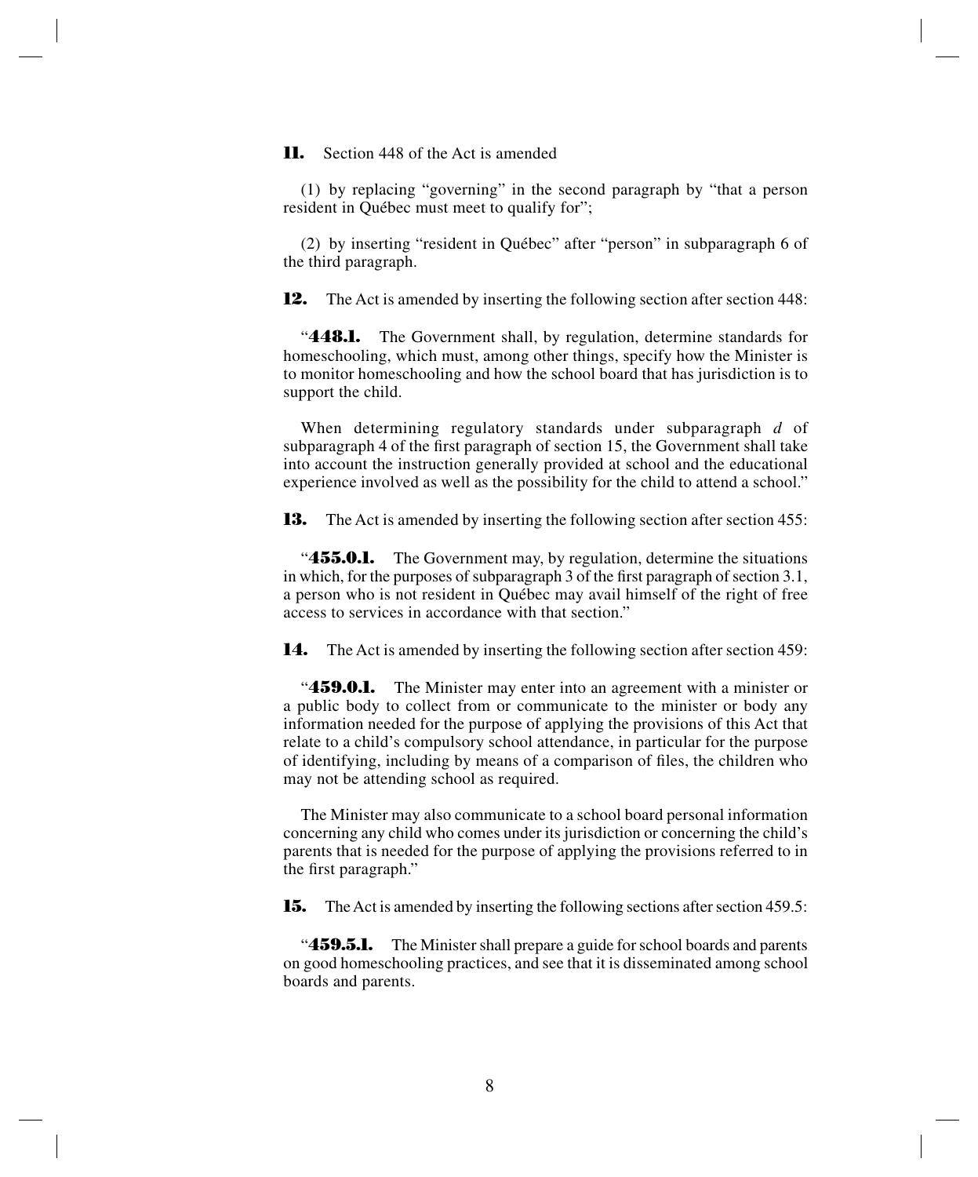**11.** Section 448 of the Act is amended

(1) by replacing "governing" in the second paragraph by "that a person resident in Québec must meet to qualify for";

(2) by inserting "resident in Québec" after "person" in subparagraph 6 of the third paragraph.

**12.** The Act is amended by inserting the following section after section 448:

"**448.1.** The Government shall, by regulation, determine standards for homeschooling, which must, among other things, specify how the Minister is to monitor homeschooling and how the school board that has jurisdiction is to support the child.

When determining regulatory standards under subparagraph *d* of subparagraph 4 of the first paragraph of section 15, the Government shall take into account the instruction generally provided at school and the educational experience involved as well as the possibility for the child to attend a school."

**13.** The Act is amended by inserting the following section after section 455:

"**455.0.1.** The Government may, by regulation, determine the situations in which, for the purposes of subparagraph 3 of the first paragraph of section 3.1, a person who is not resident in Québec may avail himself of the right of free access to services in accordance with that section."

**14.** The Act is amended by inserting the following section after section 459:

"**459.0.1.** The Minister may enter into an agreement with a minister or a public body to collect from or communicate to the minister or body any information needed for the purpose of applying the provisions of this Act that relate to a child's compulsory school attendance, in particular for the purpose of identifying, including by means of a comparison of files, the children who may not be attending school as required.

The Minister may also communicate to a school board personal information concerning any child who comes under its jurisdiction or concerning the child's parents that is needed for the purpose of applying the provisions referred to in the first paragraph."

**15.** The Act is amended by inserting the following sections after section 459.5:

"**459.5.1.** The Minister shall prepare a guide for school boards and parents on good homeschooling practices, and see that it is disseminated among school boards and parents.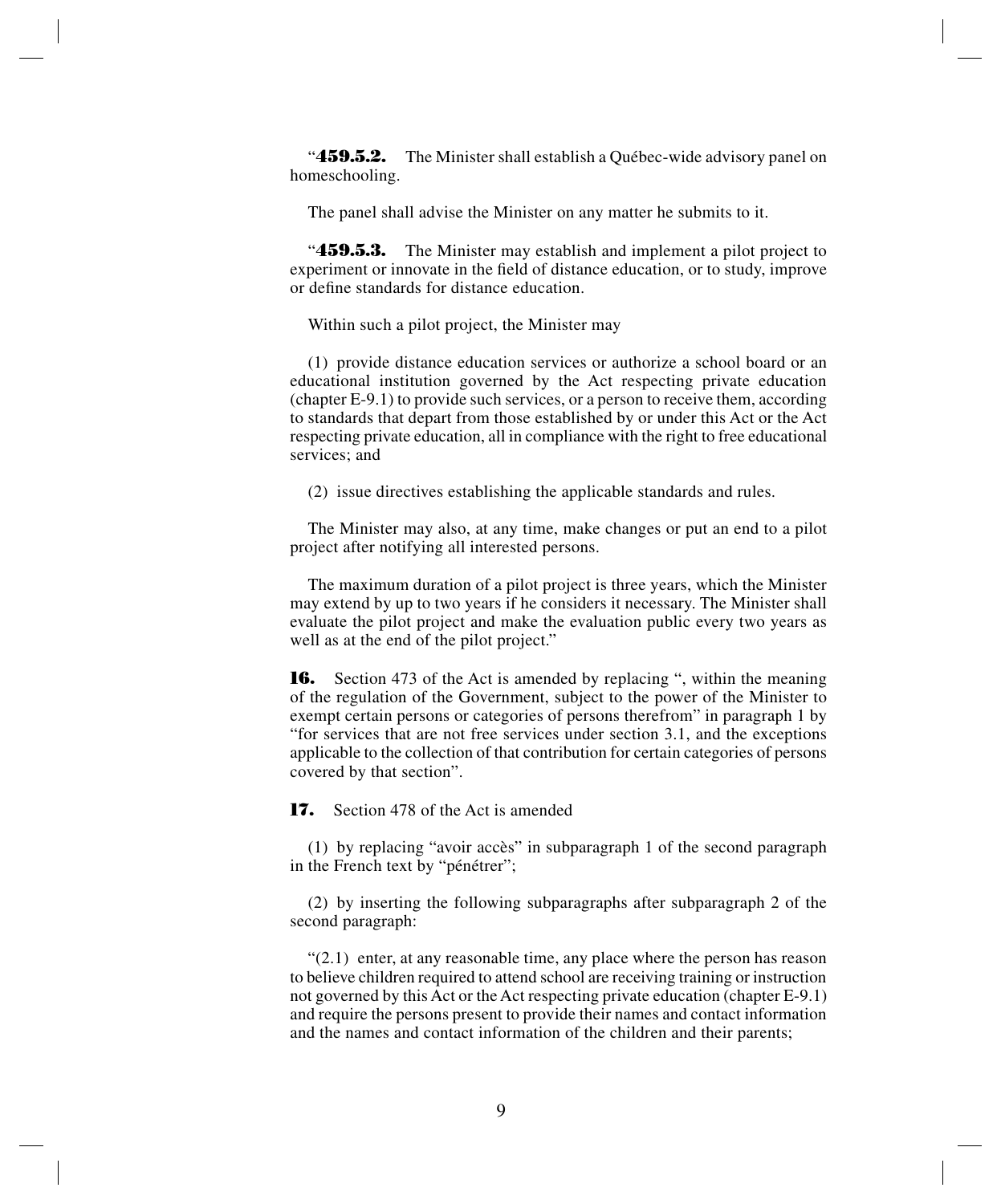“**459.5.2.** The Minister shall establish a Québec-wide advisory panel on homeschooling.

The panel shall advise the Minister on any matter he submits to it.

“**459.5.3.** The Minister may establish and implement a pilot project to experiment or innovate in the field of distance education, or to study, improve or define standards for distance education.

Within such a pilot project, the Minister may

(1) provide distance education services or authorize a school board or an educational institution governed by the Act respecting private education (chapter E-9.1) to provide such services, or a person to receive them, according to standards that depart from those established by or under this Act or the Act respecting private education, all in compliance with the right to free educational services; and

(2) issue directives establishing the applicable standards and rules.

The Minister may also, at any time, make changes or put an end to a pilot project after notifying all interested persons.

The maximum duration of a pilot project is three years, which the Minister may extend by up to two years if he considers it necessary. The Minister shall evaluate the pilot project and make the evaluation public every two years as well as at the end of the pilot project.”

**16.** Section 473 of the Act is amended by replacing “, within the meaning of the regulation of the Government, subject to the power of the Minister to exempt certain persons or categories of persons therefrom” in paragraph 1 by “for services that are not free services under section 3.1, and the exceptions applicable to the collection of that contribution for certain categories of persons covered by that section”.

**17.** Section 478 of the Act is amended

(1) by replacing “avoir accès” in subparagraph 1 of the second paragraph in the French text by “pénétrer”;

(2) by inserting the following subparagraphs after subparagraph 2 of the second paragraph:

“(2.1) enter, at any reasonable time, any place where the person has reason to believe children required to attend school are receiving training or instruction not governed by this Act or the Act respecting private education (chapter E-9.1) and require the persons present to provide their names and contact information and the names and contact information of the children and their parents;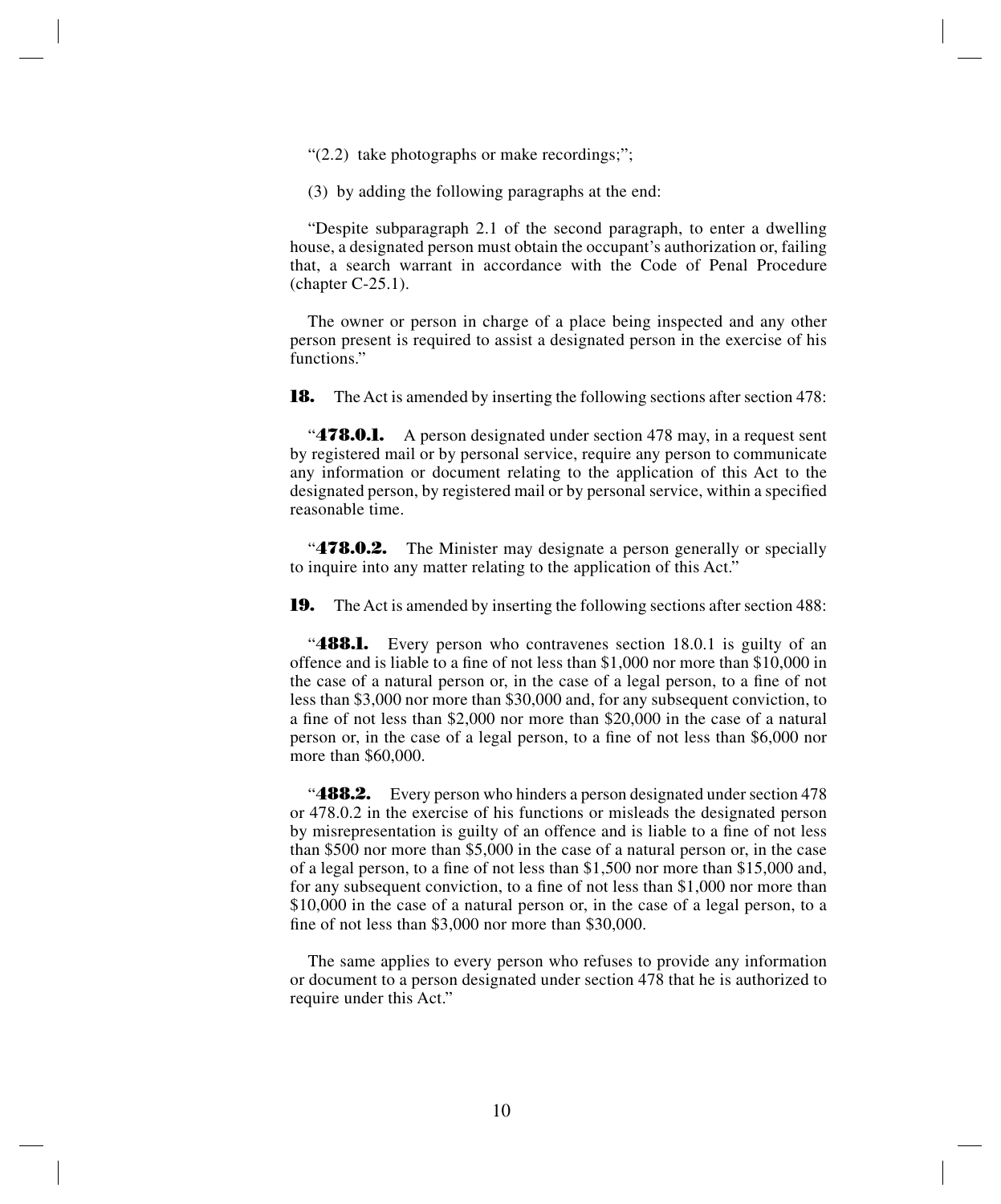"(2.2) take photographs or make recordings;";

(3) by adding the following paragraphs at the end:

"Despite subparagraph 2.1 of the second paragraph, to enter a dwelling house, a designated person must obtain the occupant's authorization or, failing that, a search warrant in accordance with the Code of Penal Procedure (chapter C-25.1).

The owner or person in charge of a place being inspected and any other person present is required to assist a designated person in the exercise of his functions."

**18.** The Act is amended by inserting the following sections after section 478:

"**478.0.1.** A person designated under section 478 may, in a request sent by registered mail or by personal service, require any person to communicate any information or document relating to the application of this Act to the designated person, by registered mail or by personal service, within a specified reasonable time.

"**478.0.2.** The Minister may designate a person generally or specially to inquire into any matter relating to the application of this Act."

**19.** The Act is amended by inserting the following sections after section 488:

"**488.1.** Every person who contravenes section 18.0.1 is guilty of an offence and is liable to a fine of not less than $1,000 nor more than $10,000 in the case of a natural person or, in the case of a legal person, to a fine of not less than $3,000 nor more than $30,000 and, for any subsequent conviction, to a fine of not less than $2,000 nor more than $20,000 in the case of a natural person or, in the case of a legal person, to a fine of not less than $6,000 nor more than $60,000.

"**488.2.** Every person who hinders a person designated under section 478 or 478.0.2 in the exercise of his functions or misleads the designated person by misrepresentation is guilty of an offence and is liable to a fine of not less than $500 nor more than $5,000 in the case of a natural person or, in the case of a legal person, to a fine of not less than $1,500 nor more than $15,000 and, for any subsequent conviction, to a fine of not less than $1,000 nor more than $10,000 in the case of a natural person or, in the case of a legal person, to a fine of not less than $3,000 nor more than $30,000.

The same applies to every person who refuses to provide any information or document to a person designated under section 478 that he is authorized to require under this Act."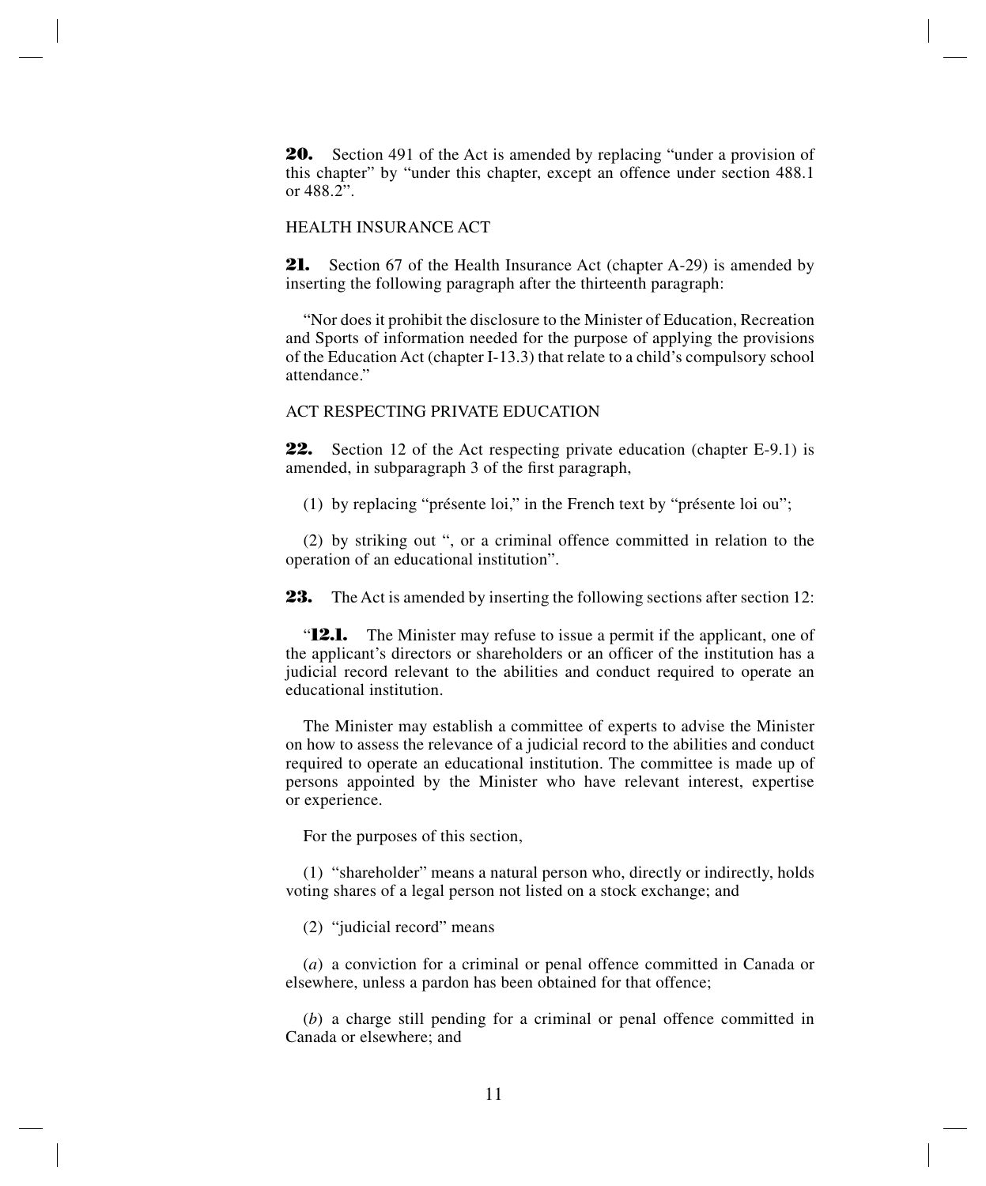**20.** Section 491 of the Act is amended by replacing "under a provision of this chapter" by "under this chapter, except an offence under section 488.1 or 488.2".

HEALTH INSURANCE ACT

**21.** Section 67 of the Health Insurance Act (chapter A-29) is amended by inserting the following paragraph after the thirteenth paragraph:

"Nor does it prohibit the disclosure to the Minister of Education, Recreation and Sports of information needed for the purpose of applying the provisions of the Education Act (chapter I-13.3) that relate to a child's compulsory school attendance."

ACT RESPECTING PRIVATE EDUCATION

**22.** Section 12 of the Act respecting private education (chapter E-9.1) is amended, in subparagraph 3 of the first paragraph,

(1) by replacing "présente loi," in the French text by "présente loi ou";

(2) by striking out ", or a criminal offence committed in relation to the operation of an educational institution".

**23.** The Act is amended by inserting the following sections after section 12:

"**12.1.** The Minister may refuse to issue a permit if the applicant, one of the applicant's directors or shareholders or an officer of the institution has a judicial record relevant to the abilities and conduct required to operate an educational institution.

The Minister may establish a committee of experts to advise the Minister on how to assess the relevance of a judicial record to the abilities and conduct required to operate an educational institution. The committee is made up of persons appointed by the Minister who have relevant interest, expertise or experience.

For the purposes of this section,

(1) "shareholder" means a natural person who, directly or indirectly, holds voting shares of a legal person not listed on a stock exchange; and

(2) "judicial record" means

(*a*) a conviction for a criminal or penal offence committed in Canada or elsewhere, unless a pardon has been obtained for that offence;

(*b*) a charge still pending for a criminal or penal offence committed in Canada or elsewhere; and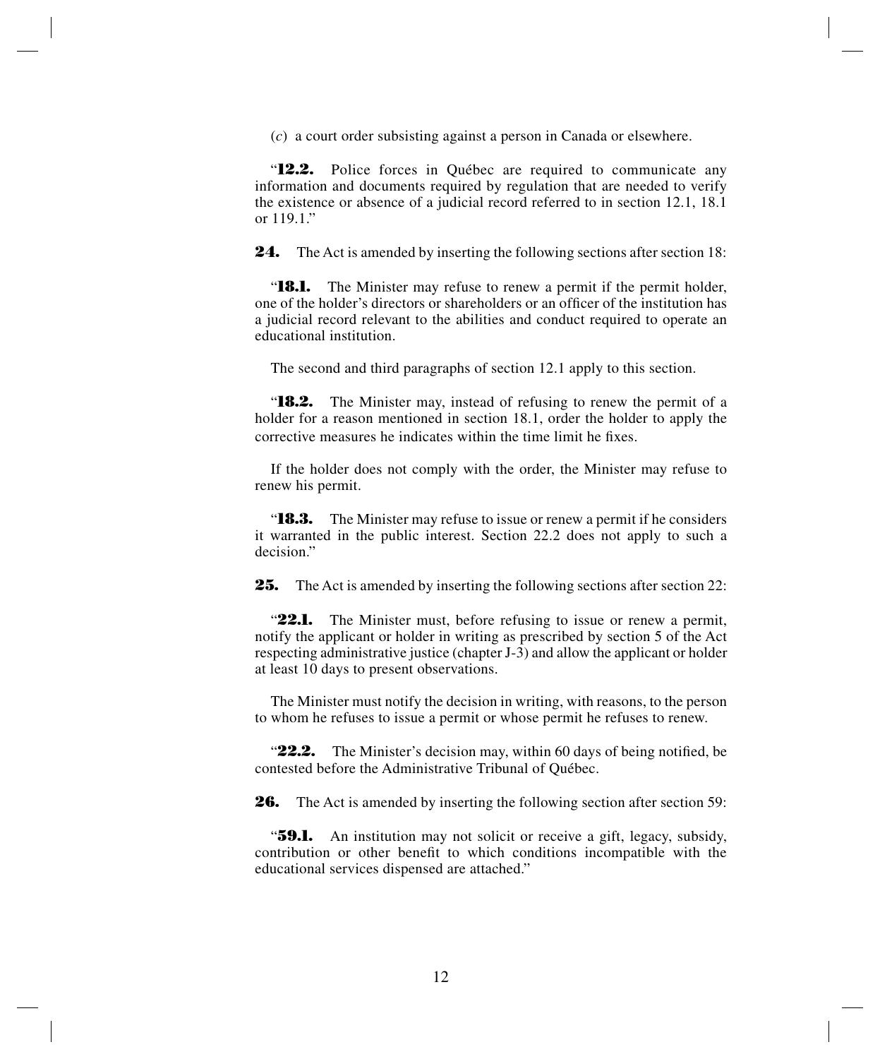(*c*) a court order subsisting against a person in Canada or elsewhere.

"**12.2.** Police forces in Québec are required to communicate any information and documents required by regulation that are needed to verify the existence or absence of a judicial record referred to in section 12.1, 18.1 or 119.1."

**24.** The Act is amended by inserting the following sections after section 18:

"**18.1.** The Minister may refuse to renew a permit if the permit holder, one of the holder's directors or shareholders or an officer of the institution has a judicial record relevant to the abilities and conduct required to operate an educational institution.

The second and third paragraphs of section 12.1 apply to this section.

"**18.2.** The Minister may, instead of refusing to renew the permit of a holder for a reason mentioned in section 18.1, order the holder to apply the corrective measures he indicates within the time limit he fixes.

If the holder does not comply with the order, the Minister may refuse to renew his permit.

"**18.3.** The Minister may refuse to issue or renew a permit if he considers it warranted in the public interest. Section 22.2 does not apply to such a decision."

**25.** The Act is amended by inserting the following sections after section 22:

"**22.1.** The Minister must, before refusing to issue or renew a permit, notify the applicant or holder in writing as prescribed by section 5 of the Act respecting administrative justice (chapter J-3) and allow the applicant or holder at least 10 days to present observations.

The Minister must notify the decision in writing, with reasons, to the person to whom he refuses to issue a permit or whose permit he refuses to renew.

"**22.2.** The Minister's decision may, within 60 days of being notified, be contested before the Administrative Tribunal of Québec.

**26.** The Act is amended by inserting the following section after section 59:

"**59.1.** An institution may not solicit or receive a gift, legacy, subsidy, contribution or other benefit to which conditions incompatible with the educational services dispensed are attached."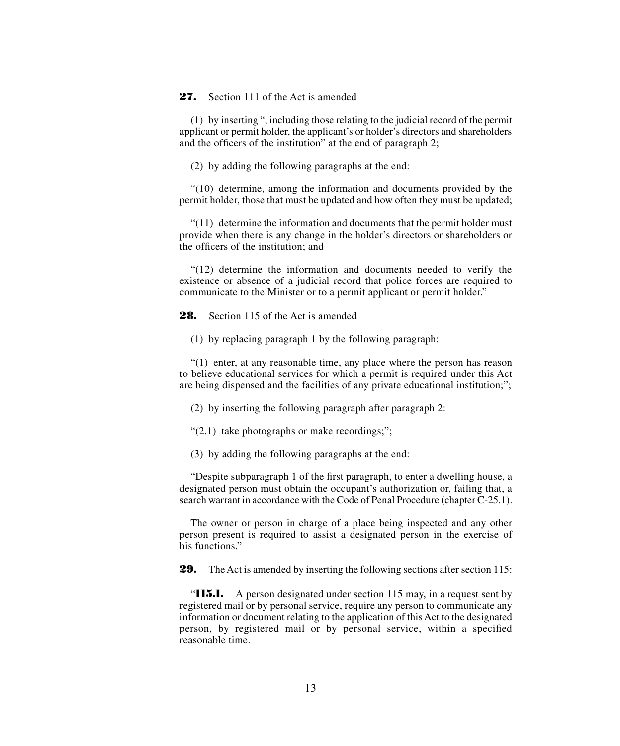**27.** Section 111 of the Act is amended

(1) by inserting ", including those relating to the judicial record of the permit applicant or permit holder, the applicant's or holder's directors and shareholders and the officers of the institution" at the end of paragraph 2;

(2) by adding the following paragraphs at the end:

"(10) determine, among the information and documents provided by the permit holder, those that must be updated and how often they must be updated;

"(11) determine the information and documents that the permit holder must provide when there is any change in the holder's directors or shareholders or the officers of the institution; and

"(12) determine the information and documents needed to verify the existence or absence of a judicial record that police forces are required to communicate to the Minister or to a permit applicant or permit holder."

**28.** Section 115 of the Act is amended

(1) by replacing paragraph 1 by the following paragraph:

"(1) enter, at any reasonable time, any place where the person has reason to believe educational services for which a permit is required under this Act are being dispensed and the facilities of any private educational institution;";

(2) by inserting the following paragraph after paragraph 2:

"(2.1) take photographs or make recordings;";

(3) by adding the following paragraphs at the end:

"Despite subparagraph 1 of the first paragraph, to enter a dwelling house, a designated person must obtain the occupant's authorization or, failing that, a search warrant in accordance with the Code of Penal Procedure (chapter C-25.1).

The owner or person in charge of a place being inspected and any other person present is required to assist a designated person in the exercise of his functions."

**29.** The Act is amended by inserting the following sections after section 115:

"**115.1.** A person designated under section 115 may, in a request sent by registered mail or by personal service, require any person to communicate any information or document relating to the application of this Act to the designated person, by registered mail or by personal service, within a specified reasonable time.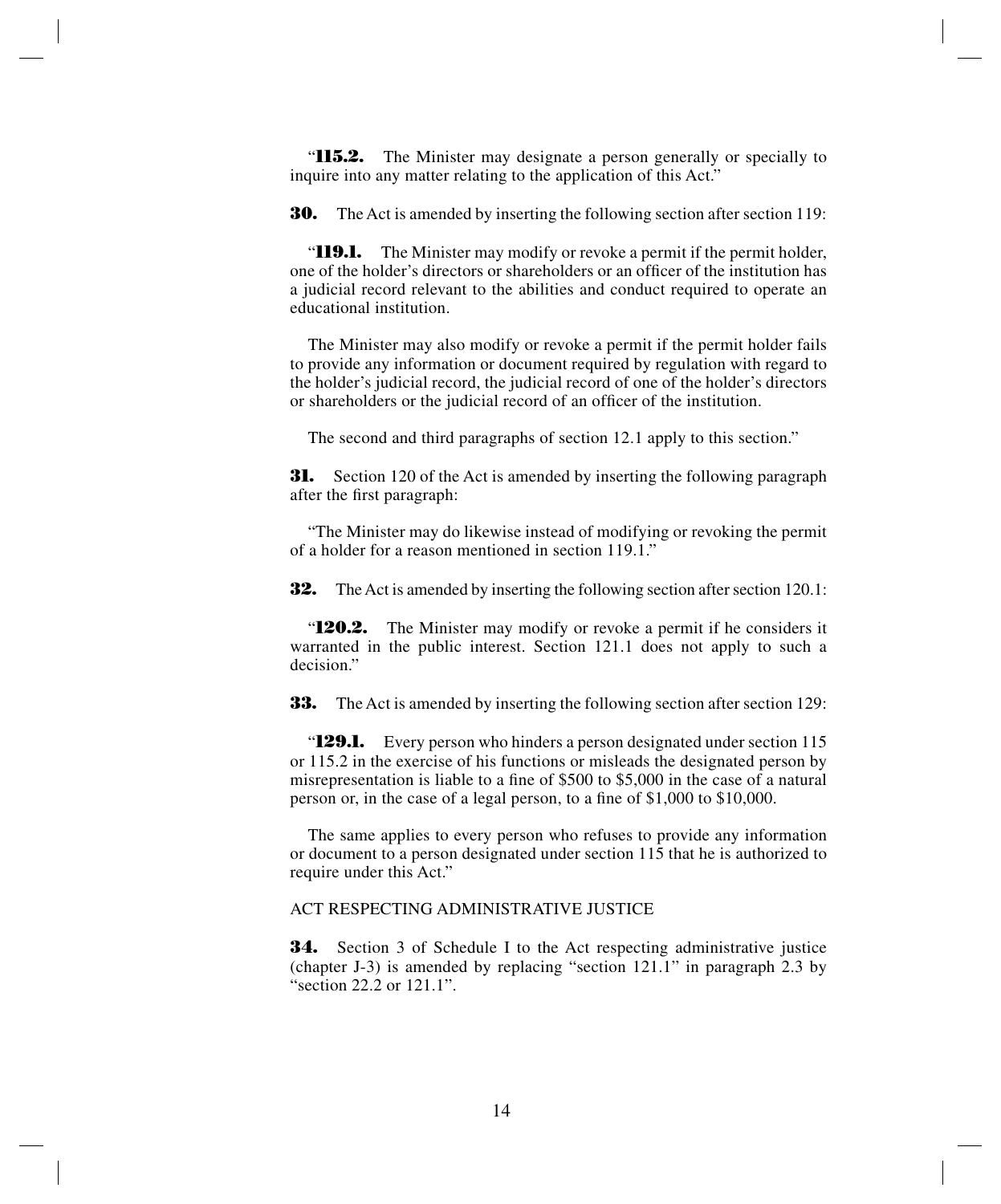"**115.2.** The Minister may designate a person generally or specially to inquire into any matter relating to the application of this Act."

**30.** The Act is amended by inserting the following section after section 119:

"**119.1.** The Minister may modify or revoke a permit if the permit holder, one of the holder's directors or shareholders or an officer of the institution has a judicial record relevant to the abilities and conduct required to operate an educational institution.

The Minister may also modify or revoke a permit if the permit holder fails to provide any information or document required by regulation with regard to the holder's judicial record, the judicial record of one of the holder's directors or shareholders or the judicial record of an officer of the institution.

The second and third paragraphs of section 12.1 apply to this section."

**31.** Section 120 of the Act is amended by inserting the following paragraph after the first paragraph:

"The Minister may do likewise instead of modifying or revoking the permit of a holder for a reason mentioned in section 119.1."

**32.** The Act is amended by inserting the following section after section 120.1:

"**120.2.** The Minister may modify or revoke a permit if he considers it warranted in the public interest. Section 121.1 does not apply to such a decision."

**33.** The Act is amended by inserting the following section after section 129:

"**129.1.** Every person who hinders a person designated under section 115 or 115.2 in the exercise of his functions or misleads the designated person by misrepresentation is liable to a fine of $500 to $5,000 in the case of a natural person or, in the case of a legal person, to a fine of $1,000 to $10,000.

The same applies to every person who refuses to provide any information or document to a person designated under section 115 that he is authorized to require under this Act."

ACT RESPECTING ADMINISTRATIVE JUSTICE

**34.** Section 3 of Schedule I to the Act respecting administrative justice (chapter J-3) is amended by replacing "section 121.1" in paragraph 2.3 by "section 22.2 or 121.1".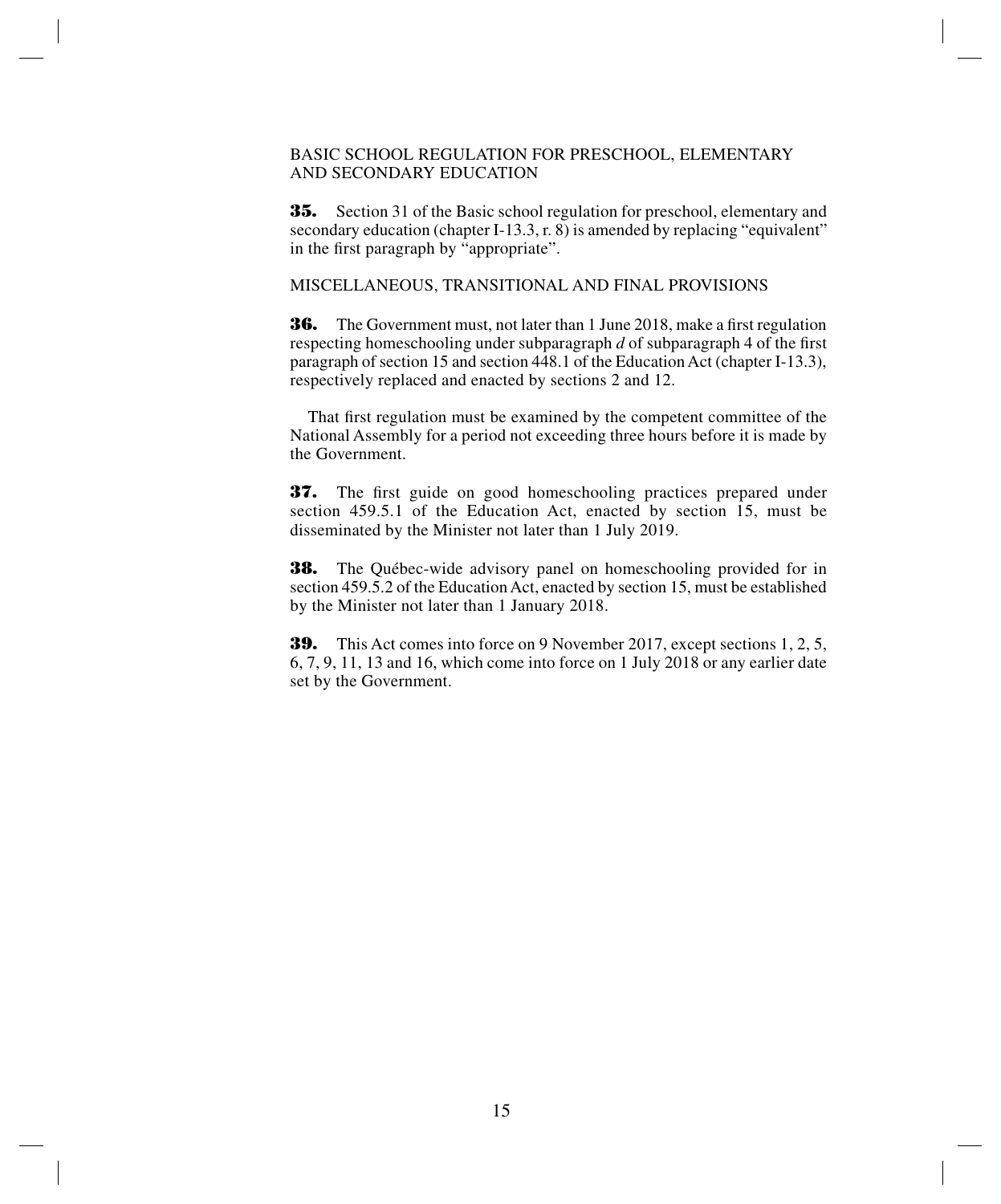BASIC SCHOOL REGULATION FOR PRESCHOOL, ELEMENTARY AND SECONDARY EDUCATION

**35.** Section 31 of the Basic school regulation for preschool, elementary and secondary education (chapter I-13.3, r. 8) is amended by replacing "equivalent" in the first paragraph by "appropriate".

MISCELLANEOUS, TRANSITIONAL AND FINAL PROVISIONS

**36.** The Government must, not later than 1 June 2018, make a first regulation respecting homeschooling under subparagraph *d* of subparagraph 4 of the first paragraph of section 15 and section 448.1 of the Education Act (chapter I-13.3), respectively replaced and enacted by sections 2 and 12.

That first regulation must be examined by the competent committee of the National Assembly for a period not exceeding three hours before it is made by the Government.

**37.** The first guide on good homeschooling practices prepared under section 459.5.1 of the Education Act, enacted by section 15, must be disseminated by the Minister not later than 1 July 2019.

**38.** The Québec-wide advisory panel on homeschooling provided for in section 459.5.2 of the Education Act, enacted by section 15, must be established by the Minister not later than 1 January 2018.

**39.** This Act comes into force on 9 November 2017, except sections 1, 2, 5, 6, 7, 9, 11, 13 and 16, which come into force on 1 July 2018 or any earlier date set by the Government.